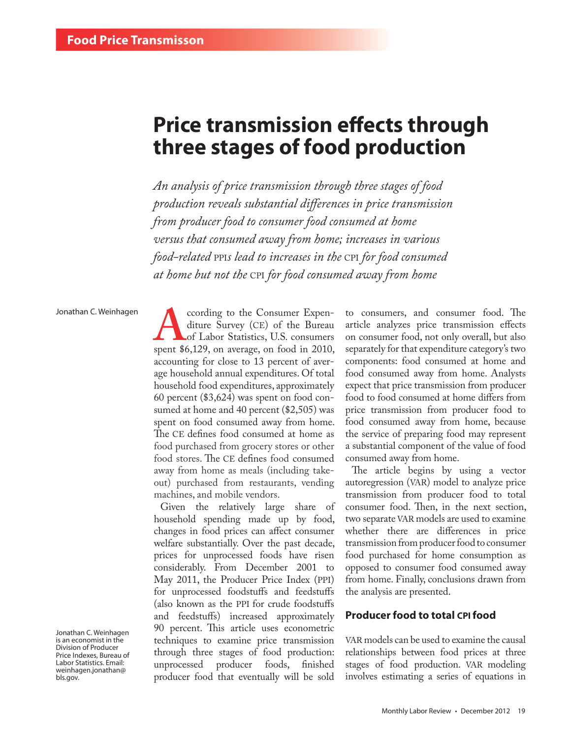# Price transmission effects through three stages of food production

*An analysis of price transmission through three stages of food production reveals substantial differences in price transmission from producer food to consumer food consumed at home versus that consumed away from home; increases in various food-related PPIs lead to increases in the CPI for food consumed at home but not the CPI for food consumed away from home*

Jonathan C. Weinhagen

According to the Consumer Expenditure Survey (CE) of the Bureau of Labor Statistics, U.S. consumers spent \$6,129, on average, on food in 2010, accounting for close to 13 percent of average household annual expenditures. Of total household food expenditures, approximately 60 percent (\$3,624) was spent on food consumed at home and 40 percent (\$2,505) was spent on food consumed away from home. The CE defines food consumed at home as food purchased from grocery stores or other food stores. The CE defines food consumed away from home as meals (including takeout) purchased from restaurants, vending machines, and mobile vendors.

Given the relatively large share of household spending made up by food, changes in food prices can affect consumer welfare substantially. Over the past decade, prices for unprocessed foods have risen considerably. From December 2001 to May 2011, the Producer Price Index (PPI) for unprocessed foodstuffs and feedstuffs (also known as the PPI for crude foodstuffs and feedstuffs) increased approximately 90 percent. This article uses econometric techniques to examine price transmission through three stages of food production: unprocessed producer foods, finished producer food that eventually will be sold to consumers, and consumer food. The article analyzes price transmission effects on consumer food, not only overall, but also separately for that expenditure category's two components: food consumed at home and food consumed away from home. Analysts expect that price transmission from producer food to food consumed at home differs from price transmission from producer food to food consumed away from home, because the service of preparing food may represent a substantial component of the value of food consumed away from home.

The article begins by using a vector autoregression (VAR) model to analyze price transmission from producer food to total consumer food. Then, in the next section, two separate VAR models are used to examine whether there are differences in price transmission from producer food to consumer food purchased for home consumption as opposed to consumer food consumed away from home. Finally, conclusions drawn from the analysis are presented.

Jonathan C. Weinhagen is an economist in the Division of Producer Price Indexes, Bureau of Labor Statistics. Email: weinhagen.jonathan@bls.gov.

## Producer food to total CPI food

VAR models can be used to examine the causal relationships between food prices at three stages of food production. VAR modeling involves estimating a series of equations in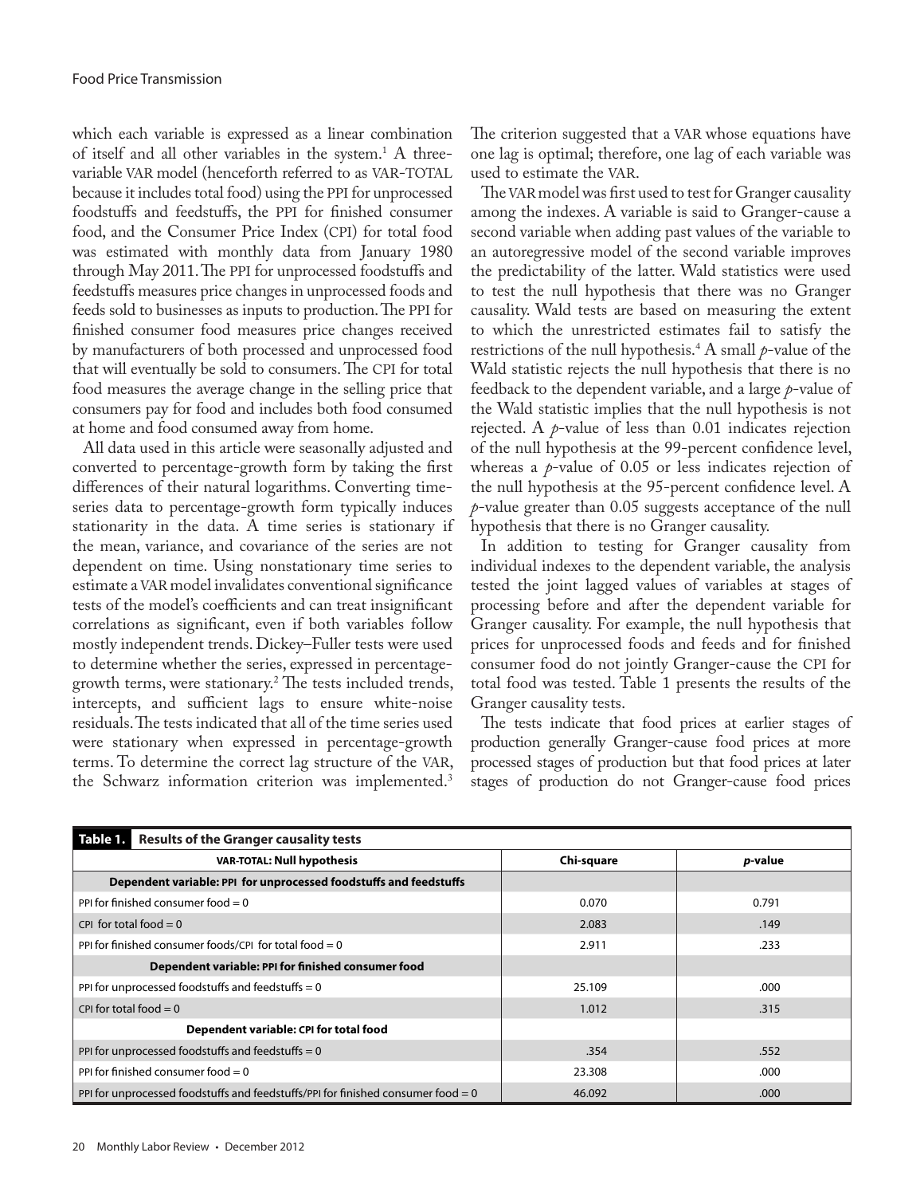which each variable is expressed as a linear combination of itself and all other variables in the system.[1] A three-variable VAR model (henceforth referred to as VAR-TOTAL because it includes total food) using the PPI for unprocessed foodstuffs and feedstuffs, the PPI for finished consumer food, and the Consumer Price Index (CPI) for total food was estimated with monthly data from January 1980 through May 2011. The PPI for unprocessed foodstuffs and feedstuffs measures price changes in unprocessed foods and feeds sold to businesses as inputs to production. The PPI for finished consumer food measures price changes received by manufacturers of both processed and unprocessed food that will eventually be sold to consumers. The CPI for total food measures the average change in the selling price that consumers pay for food and includes both food consumed at home and food consumed away from home.

All data used in this article were seasonally adjusted and converted to percentage-growth form by taking the first differences of their natural logarithms. Converting time-series data to percentage-growth form typically induces stationarity in the data. A time series is stationary if the mean, variance, and covariance of the series are not dependent on time. Using nonstationary time series to estimate a VAR model invalidates conventional significance tests of the model's coefficients and can treat insignificant correlations as significant, even if both variables follow mostly independent trends. Dickey–Fuller tests were used to determine whether the series, expressed in percentage-growth terms, were stationary.[2] The tests included trends, intercepts, and sufficient lags to ensure white-noise residuals. The tests indicated that all of the time series used were stationary when expressed in percentage-growth terms. To determine the correct lag structure of the VAR, the Schwarz information criterion was implemented.[3] The criterion suggested that a VAR whose equations have one lag is optimal; therefore, one lag of each variable was used to estimate the VAR.

The VAR model was first used to test for Granger causality among the indexes. A variable is said to Granger-cause a second variable when adding past values of the variable to an autoregressive model of the second variable improves the predictability of the latter. Wald statistics were used to test the null hypothesis that there was no Granger causality. Wald tests are based on measuring the extent to which the unrestricted estimates fail to satisfy the restrictions of the null hypothesis.[4] A small *p*-value of the Wald statistic rejects the null hypothesis that there is no feedback to the dependent variable, and a large *p*-value of the Wald statistic implies that the null hypothesis is not rejected. A *p*-value of less than 0.01 indicates rejection of the null hypothesis at the 99-percent confidence level, whereas a *p*-value of 0.05 or less indicates rejection of the null hypothesis at the 95-percent confidence level. A *p*-value greater than 0.05 suggests acceptance of the null hypothesis that there is no Granger causality.

In addition to testing for Granger causality from individual indexes to the dependent variable, the analysis tested the joint lagged values of variables at stages of processing before and after the dependent variable for Granger causality. For example, the null hypothesis that prices for unprocessed foods and feeds and for finished consumer food do not jointly Granger-cause the CPI for total food was tested. Table 1 presents the results of the Granger causality tests.

The tests indicate that food prices at earlier stages of production generally Granger-cause food prices at more processed stages of production but that food prices at later stages of production do not Granger-cause food prices

**Table 1. Results of the Granger causality tests**

| VAR-TOTAL: Null hypothesis | Chi-square | *p*-value |
|---|---|---|
| **Dependent variable: PPI for unprocessed foodstuffs and feedstuffs** | | |
| PPI for finished consumer food = 0 | 0.070 | 0.791 |
| CPI for total food = 0 | 2.083 | .149 |
| PPI for finished consumer foods/CPI for total food = 0 | 2.911 | .233 |
| **Dependent variable: PPI for finished consumer food** | | |
| PPI for unprocessed foodstuffs and feedstuffs = 0 | 25.109 | .000 |
| CPI for total food = 0 | 1.012 | .315 |
| **Dependent variable: CPI for total food** | | |
| PPI for unprocessed foodstuffs and feedstuffs = 0 | .354 | .552 |
| PPI for finished consumer food = 0 | 23.308 | .000 |
| PPI for unprocessed foodstuffs and feedstuffs/PPI for finished consumer food = 0 | 46.092 | .000 |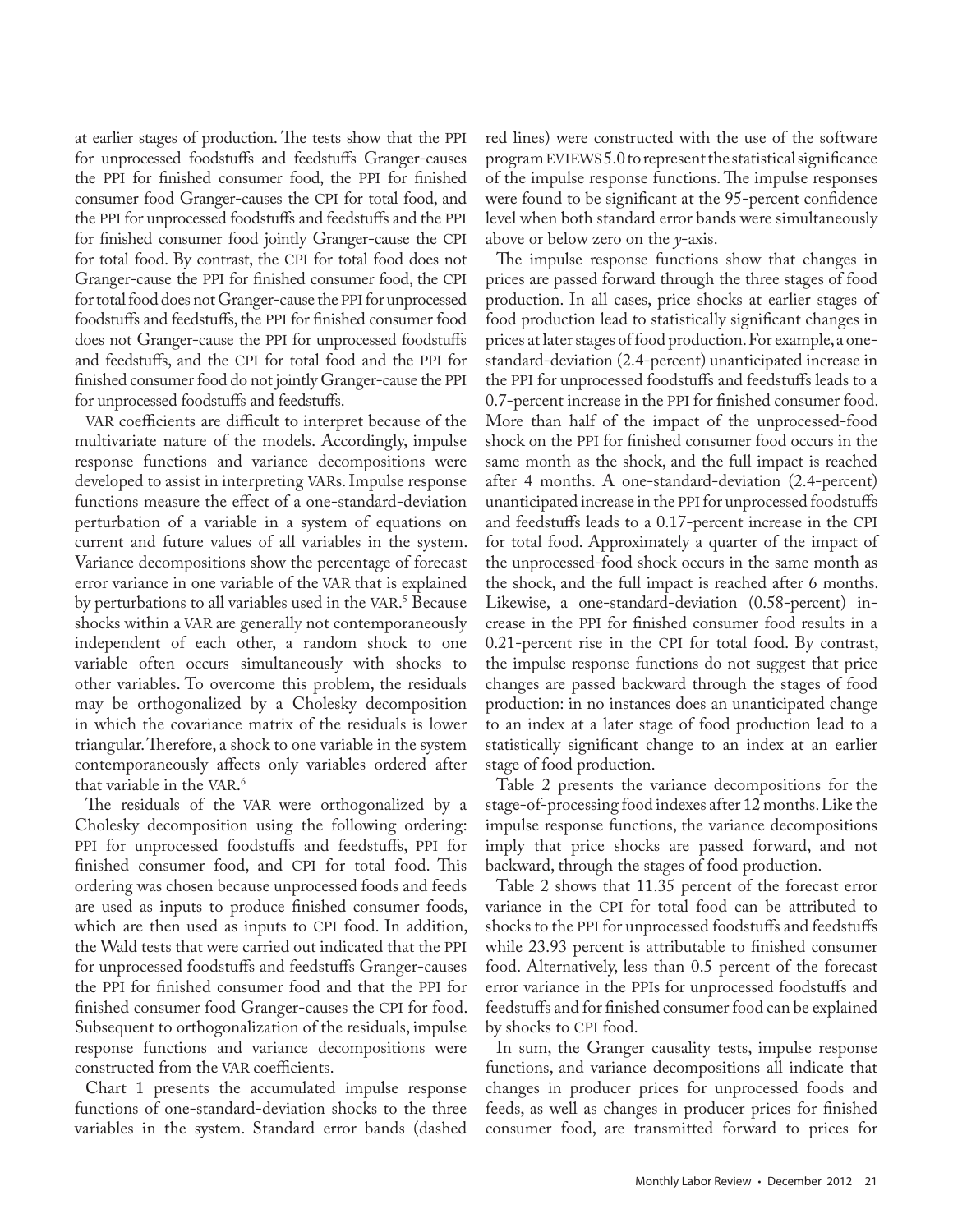at earlier stages of production. The tests show that the PPI for unprocessed foodstuffs and feedstuffs Granger-causes the PPI for finished consumer food, the PPI for finished consumer food Granger-causes the CPI for total food, and the PPI for unprocessed foodstuffs and feedstuffs and the PPI for finished consumer food jointly Granger-cause the CPI for total food. By contrast, the CPI for total food does not Granger-cause the PPI for finished consumer food, the CPI for total food does not Granger-cause the PPI for unprocessed foodstuffs and feedstuffs, the PPI for finished consumer food does not Granger-cause the PPI for unprocessed foodstuffs and feedstuffs, and the CPI for total food and the PPI for finished consumer food do not jointly Granger-cause the PPI for unprocessed foodstuffs and feedstuffs.

VAR coefficients are difficult to interpret because of the multivariate nature of the models. Accordingly, impulse response functions and variance decompositions were developed to assist in interpreting VARs. Impulse response functions measure the effect of a one-standard-deviation perturbation of a variable in a system of equations on current and future values of all variables in the system. Variance decompositions show the percentage of forecast error variance in one variable of the VAR that is explained by perturbations to all variables used in the VAR.[5] Because shocks within a VAR are generally not contemporaneously independent of each other, a random shock to one variable often occurs simultaneously with shocks to other variables. To overcome this problem, the residuals may be orthogonalized by a Cholesky decomposition in which the covariance matrix of the residuals is lower triangular. Therefore, a shock to one variable in the system contemporaneously affects only variables ordered after that variable in the VAR.[6]

The residuals of the VAR were orthogonalized by a Cholesky decomposition using the following ordering: PPI for unprocessed foodstuffs and feedstuffs, PPI for finished consumer food, and CPI for total food. This ordering was chosen because unprocessed foods and feeds are used as inputs to produce finished consumer foods, which are then used as inputs to CPI food. In addition, the Wald tests that were carried out indicated that the PPI for unprocessed foodstuffs and feedstuffs Granger-causes the PPI for finished consumer food and that the PPI for finished consumer food Granger-causes the CPI for food. Subsequent to orthogonalization of the residuals, impulse response functions and variance decompositions were constructed from the VAR coefficients.

Chart 1 presents the accumulated impulse response functions of one-standard-deviation shocks to the three variables in the system. Standard error bands (dashed red lines) were constructed with the use of the software program EVIEWS 5.0 to represent the statistical significance of the impulse response functions. The impulse responses were found to be significant at the 95-percent confidence level when both standard error bands were simultaneously above or below zero on the *y*-axis.

The impulse response functions show that changes in prices are passed forward through the three stages of food production. In all cases, price shocks at earlier stages of food production lead to statistically significant changes in prices at later stages of food production. For example, a one-standard-deviation (2.4-percent) unanticipated increase in the PPI for unprocessed foodstuffs and feedstuffs leads to a 0.7-percent increase in the PPI for finished consumer food. More than half of the impact of the unprocessed-food shock on the PPI for finished consumer food occurs in the same month as the shock, and the full impact is reached after 4 months. A one-standard-deviation (2.4-percent) unanticipated increase in the PPI for unprocessed foodstuffs and feedstuffs leads to a 0.17-percent increase in the CPI for total food. Approximately a quarter of the impact of the unprocessed-food shock occurs in the same month as the shock, and the full impact is reached after 6 months. Likewise, a one-standard-deviation (0.58-percent) increase in the PPI for finished consumer food results in a 0.21-percent rise in the CPI for total food. By contrast, the impulse response functions do not suggest that price changes are passed backward through the stages of food production: in no instances does an unanticipated change to an index at a later stage of food production lead to a statistically significant change to an index at an earlier stage of food production.

Table 2 presents the variance decompositions for the stage-of-processing food indexes after 12 months. Like the impulse response functions, the variance decompositions imply that price shocks are passed forward, and not backward, through the stages of food production.

Table 2 shows that 11.35 percent of the forecast error variance in the CPI for total food can be attributed to shocks to the PPI for unprocessed foodstuffs and feedstuffs while 23.93 percent is attributable to finished consumer food. Alternatively, less than 0.5 percent of the forecast error variance in the PPIs for unprocessed foodstuffs and feedstuffs and for finished consumer food can be explained by shocks to CPI food.

In sum, the Granger causality tests, impulse response functions, and variance decompositions all indicate that changes in producer prices for unprocessed foods and feeds, as well as changes in producer prices for finished consumer food, are transmitted forward to prices for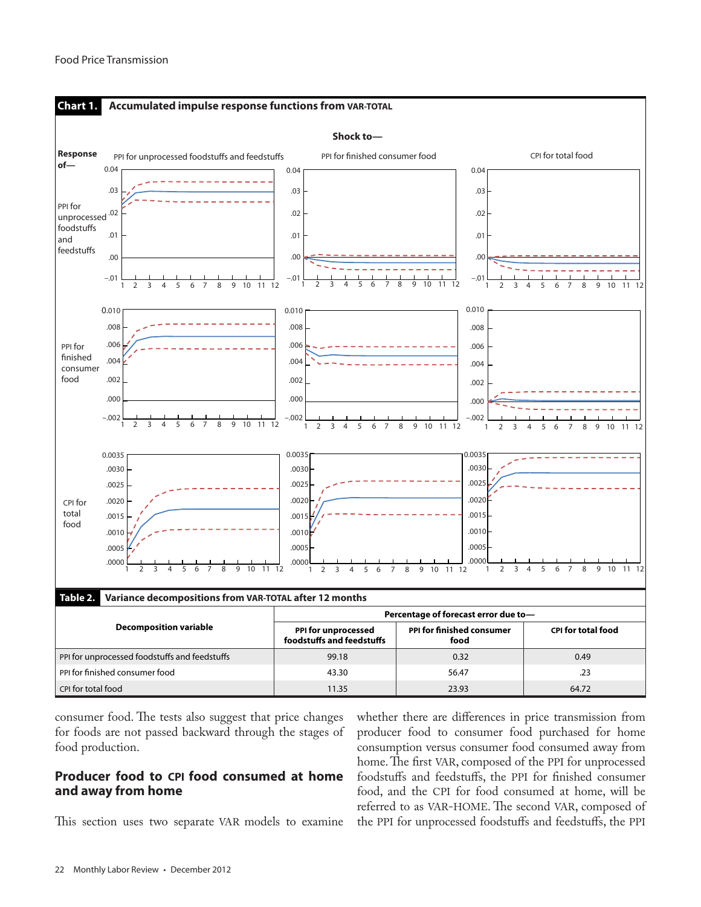**Chart 1. Accumulated impulse response functions from VAR-TOTAL**

Shock to—

Response of—

| | PPI for unprocessed foodstuffs and feedstuffs | PPI for finished consumer food | CPI for total food |
|---|---|---|---|
| PPI for unprocessed foodstuffs and feedstuffs | | | |
| PPI for finished consumer food | | | |
| CPI for total food | | | |

**Table 2. Variance decompositions from VAR-TOTAL after 12 months**

| Decomposition variable | Percentage of forecast error due to— | | |
|---|---|---|---|
| | PPI for unprocessed foodstuffs and feedstuffs | PPI for finished consumer food | CPI for total food |
| PPI for unprocessed foodstuffs and feedstuffs | 99.18 | 0.32 | 0.49 |
| PPI for finished consumer food | 43.30 | 56.47 | .23 |
| CPI for total food | 11.35 | 23.93 | 64.72 |

consumer food. The tests also suggest that price changes for foods are not passed backward through the stages of food production.

## Producer food to CPI food consumed at home and away from home

This section uses two separate VAR models to examine whether there are differences in price transmission from producer food to consumer food purchased for home consumption versus consumer food consumed away from home. The first VAR, composed of the PPI for unprocessed foodstuffs and feedstuffs, the PPI for finished consumer food, and the CPI for food consumed at home, will be referred to as VAR-HOME. The second VAR, composed of the PPI for unprocessed foodstuffs and feedstuffs, the PPI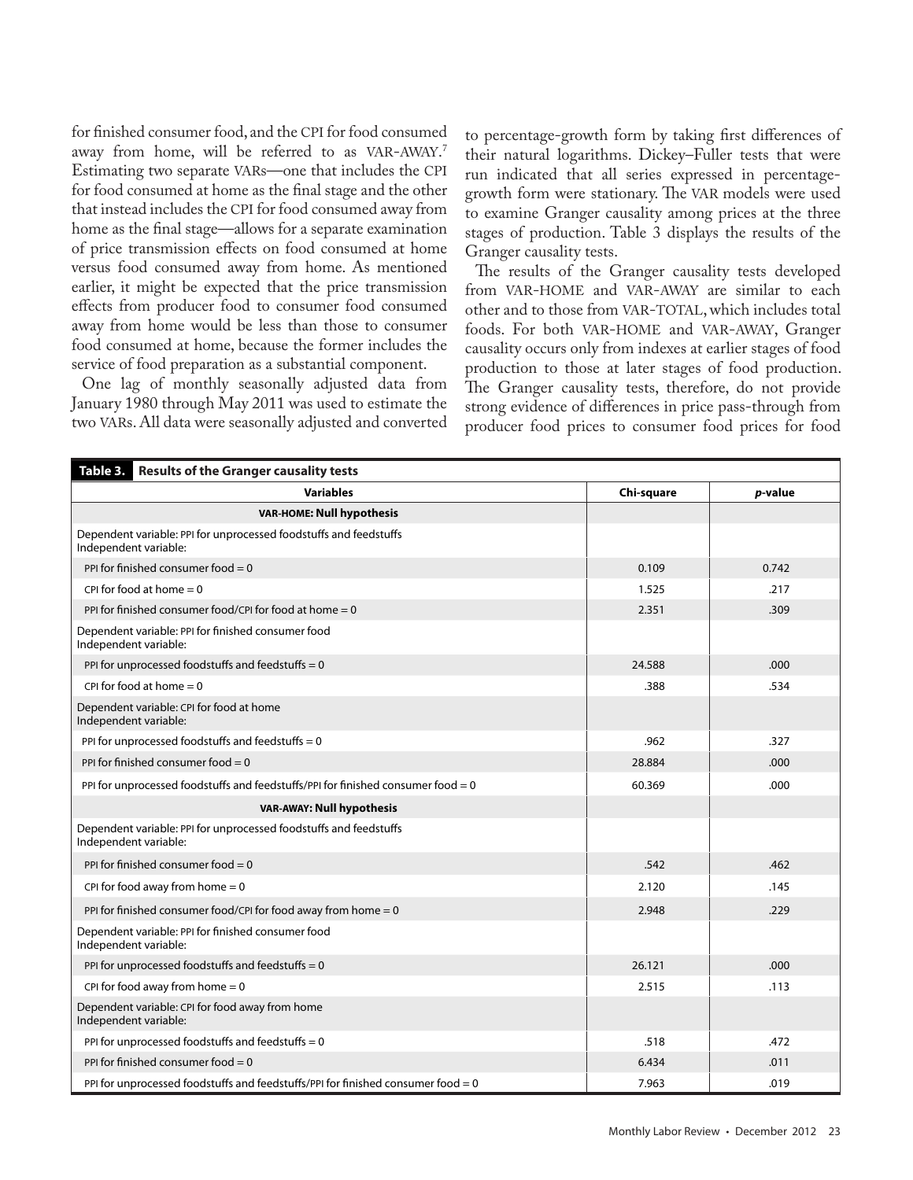for finished consumer food, and the CPI for food consumed away from home, will be referred to as VAR-AWAY.[7] Estimating two separate VARs—one that includes the CPI for food consumed at home as the final stage and the other that instead includes the CPI for food consumed away from home as the final stage—allows for a separate examination of price transmission effects on food consumed at home versus food consumed away from home. As mentioned earlier, it might be expected that the price transmission effects from producer food to consumer food consumed away from home would be less than those to consumer food consumed at home, because the former includes the service of food preparation as a substantial component.

One lag of monthly seasonally adjusted data from January 1980 through May 2011 was used to estimate the two VARs. All data were seasonally adjusted and converted to percentage-growth form by taking first differences of their natural logarithms. Dickey–Fuller tests that were run indicated that all series expressed in percentage-growth form were stationary. The VAR models were used to examine Granger causality among prices at the three stages of production. Table 3 displays the results of the Granger causality tests.

The results of the Granger causality tests developed from VAR-HOME and VAR-AWAY are similar to each other and to those from VAR-TOTAL, which includes total foods. For both VAR-HOME and VAR-AWAY, Granger causality occurs only from indexes at earlier stages of food production to those at later stages of food production. The Granger causality tests, therefore, do not provide strong evidence of differences in price pass-through from producer food prices to consumer food prices for food

**Table 3. Results of the Granger causality tests**

| Variables | Chi-square | *p*-value |
|---|---|---|
| **VAR-HOME: Null hypothesis** | | |
| Dependent variable: PPI for unprocessed foodstuffs and feedstuffs<br>Independent variable: | | |
| PPI for finished consumer food = 0 | 0.109 | 0.742 |
| CPI for food at home = 0 | 1.525 | .217 |
| PPI for finished consumer food/CPI for food at home = 0 | 2.351 | .309 |
| Dependent variable: PPI for finished consumer food<br>Independent variable: | | |
| PPI for unprocessed foodstuffs and feedstuffs = 0 | 24.588 | .000 |
| CPI for food at home = 0 | .388 | .534 |
| Dependent variable: CPI for food at home<br>Independent variable: | | |
| PPI for unprocessed foodstuffs and feedstuffs = 0 | .962 | .327 |
| PPI for finished consumer food = 0 | 28.884 | .000 |
| PPI for unprocessed foodstuffs and feedstuffs/PPI for finished consumer food = 0 | 60.369 | .000 |
| **VAR-AWAY: Null hypothesis** | | |
| Dependent variable: PPI for unprocessed foodstuffs and feedstuffs<br>Independent variable: | | |
| PPI for finished consumer food = 0 | .542 | .462 |
| CPI for food away from home = 0 | 2.120 | .145 |
| PPI for finished consumer food/CPI for food away from home = 0 | 2.948 | .229 |
| Dependent variable: PPI for finished consumer food<br>Independent variable: | | |
| PPI for unprocessed foodstuffs and feedstuffs = 0 | 26.121 | .000 |
| CPI for food away from home = 0 | 2.515 | .113 |
| Dependent variable: CPI for food away from home<br>Independent variable: | | |
| PPI for unprocessed foodstuffs and feedstuffs = 0 | .518 | .472 |
| PPI for finished consumer food = 0 | 6.434 | .011 |
| PPI for unprocessed foodstuffs and feedstuffs/PPI for finished consumer food = 0 | 7.963 | .019 |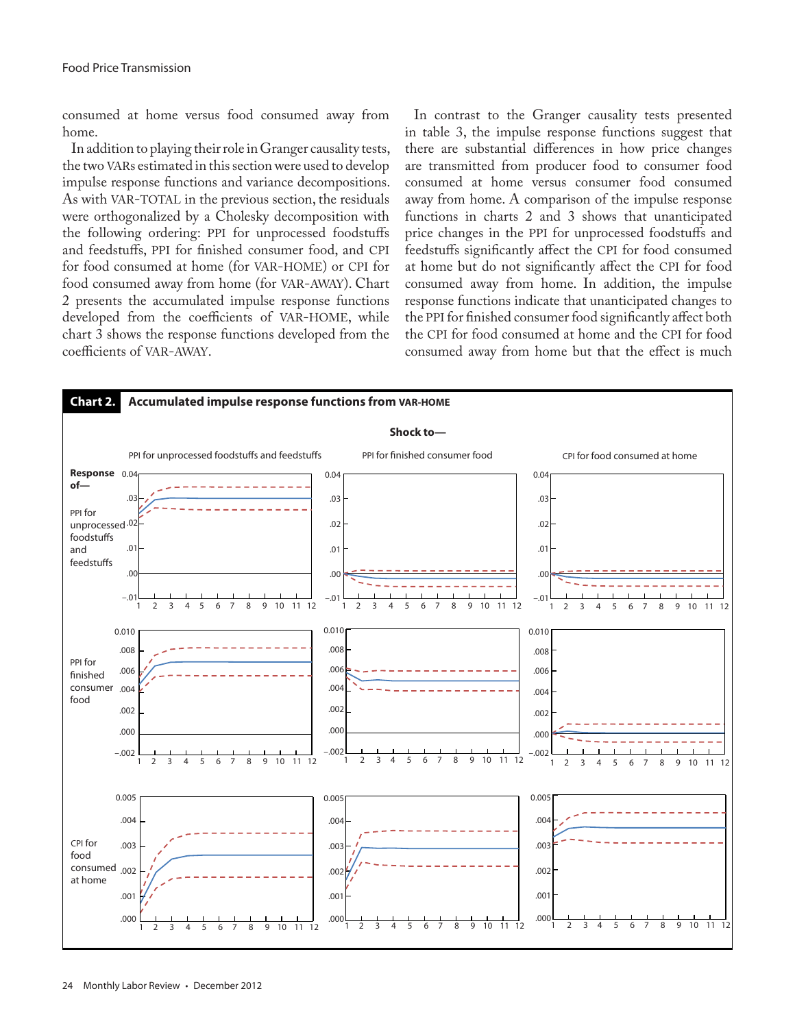consumed at home versus food consumed away from home.

In addition to playing their role in Granger causality tests, the two VARs estimated in this section were used to develop impulse response functions and variance decompositions. As with VAR-TOTAL in the previous section, the residuals were orthogonalized by a Cholesky decomposition with the following ordering: PPI for unprocessed foodstuffs and feedstuffs, PPI for finished consumer food, and CPI for food consumed at home (for VAR-HOME) or CPI for food consumed away from home (for VAR-AWAY). Chart 2 presents the accumulated impulse response functions developed from the coefficients of VAR-HOME, while chart 3 shows the response functions developed from the coefficients of VAR-AWAY.

In contrast to the Granger causality tests presented in table 3, the impulse response functions suggest that there are substantial differences in how price changes are transmitted from producer food to consumer food consumed at home versus consumer food consumed away from home. A comparison of the impulse response functions in charts 2 and 3 shows that unanticipated price changes in the PPI for unprocessed foodstuffs and feedstuffs significantly affect the CPI for food consumed at home but do not significantly affect the CPI for food consumed away from home. In addition, the impulse response functions indicate that unanticipated changes to the PPI for finished consumer food significantly affect both the CPI for food consumed at home and the CPI for food consumed away from home but that the effect is much

**Chart 2. Accumulated impulse response functions from VAR-HOME**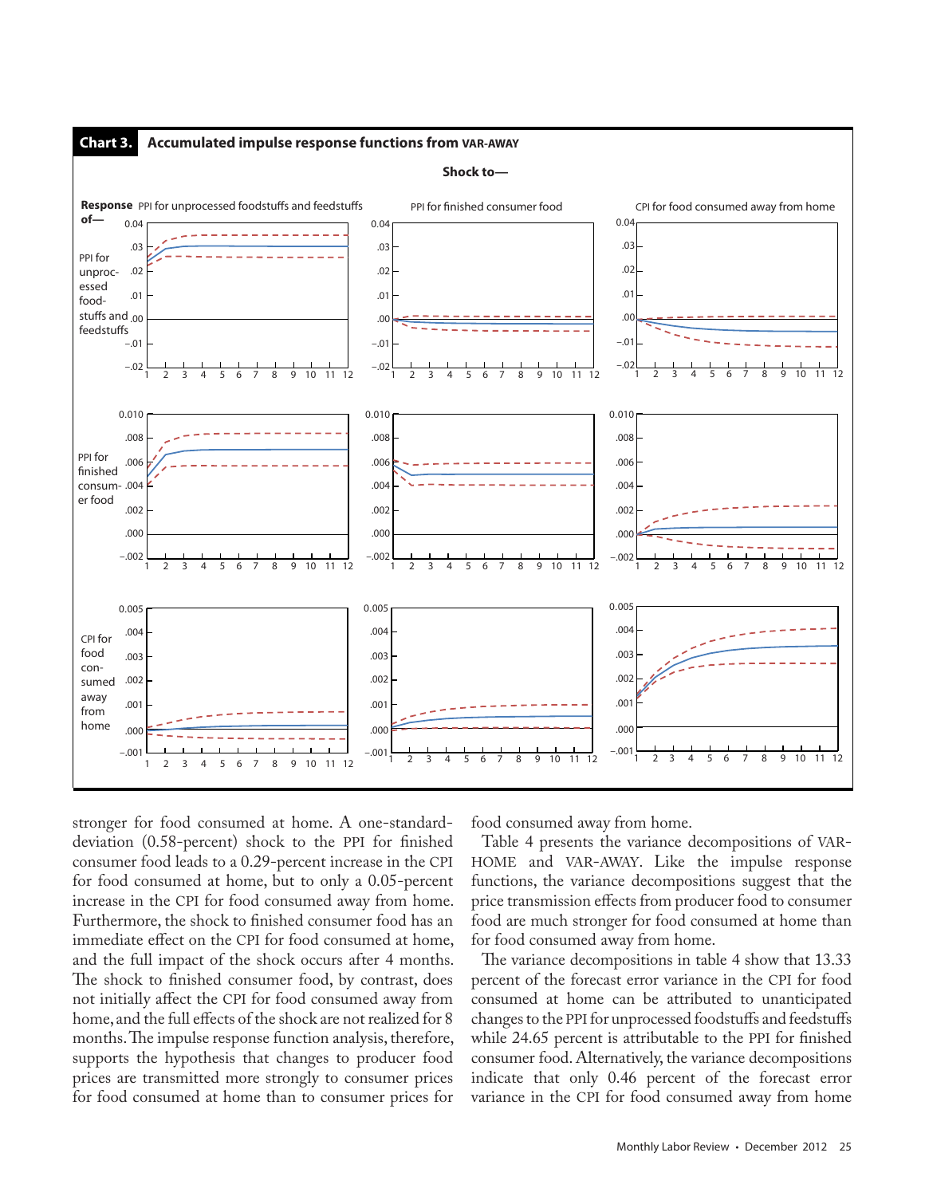**Chart 3. Accumulated impulse response functions from VAR-AWAY**

stronger for food consumed at home. A one-standard-deviation (0.58-percent) shock to the PPI for finished consumer food leads to a 0.29-percent increase in the CPI for food consumed at home, but to only a 0.05-percent increase in the CPI for food consumed away from home. Furthermore, the shock to finished consumer food has an immediate effect on the CPI for food consumed at home, and the full impact of the shock occurs after 4 months. The shock to finished consumer food, by contrast, does not initially affect the CPI for food consumed away from home, and the full effects of the shock are not realized for 8 months. The impulse response function analysis, therefore, supports the hypothesis that changes to producer food prices are transmitted more strongly to consumer prices for food consumed at home than to consumer prices for food consumed away from home.

Table 4 presents the variance decompositions of VAR-HOME and VAR-AWAY. Like the impulse response functions, the variance decompositions suggest that the price transmission effects from producer food to consumer food are much stronger for food consumed at home than for food consumed away from home.

The variance decompositions in table 4 show that 13.33 percent of the forecast error variance in the CPI for food consumed at home can be attributed to unanticipated changes to the PPI for unprocessed foodstuffs and feedstuffs while 24.65 percent is attributable to the PPI for finished consumer food. Alternatively, the variance decompositions indicate that only 0.46 percent of the forecast error variance in the CPI for food consumed away from home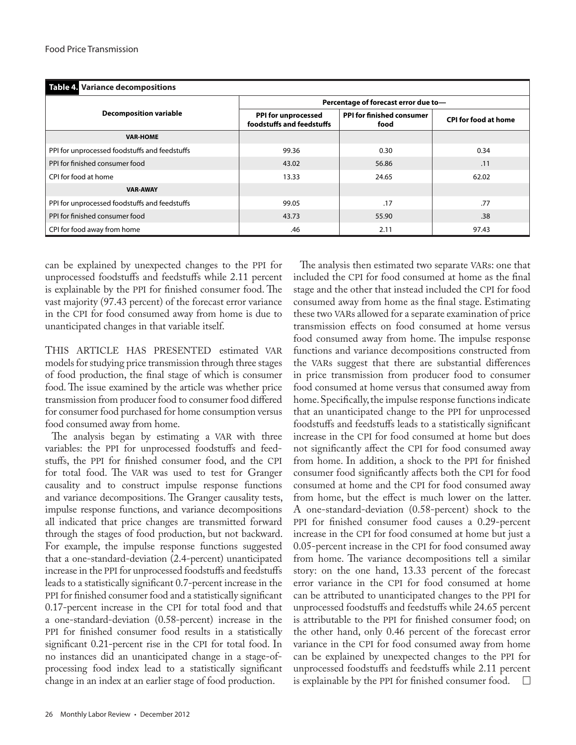**Table 4. Variance decompositions**

| Decomposition variable | Percentage of forecast error due to— | | |
|---|---|---|---|
| | PPI for unprocessed foodstuffs and feedstuffs | PPI for finished consumer food | CPI for food at home |
| **VAR-HOME** | | | |
| PPI for unprocessed foodstuffs and feedstuffs | 99.36 | 0.30 | 0.34 |
| PPI for finished consumer food | 43.02 | 56.86 | .11 |
| CPI for food at home | 13.33 | 24.65 | 62.02 |
| **VAR-AWAY** | | | |
| PPI for unprocessed foodstuffs and feedstuffs | 99.05 | .17 | .77 |
| PPI for finished consumer food | 43.73 | 55.90 | .38 |
| CPI for food away from home | .46 | 2.11 | 97.43 |

can be explained by unexpected changes to the PPI for unprocessed foodstuffs and feedstuffs while 2.11 percent is explainable by the PPI for finished consumer food. The vast majority (97.43 percent) of the forecast error variance in the CPI for food consumed away from home is due to unanticipated changes in that variable itself.

THIS ARTICLE HAS PRESENTED estimated VAR models for studying price transmission through three stages of food production, the final stage of which is consumer food. The issue examined by the article was whether price transmission from producer food to consumer food differed for consumer food purchased for home consumption versus food consumed away from home.

The analysis began by estimating a VAR with three variables: the PPI for unprocessed foodstuffs and feedstuffs, the PPI for finished consumer food, and the CPI for total food. The VAR was used to test for Granger causality and to construct impulse response functions and variance decompositions. The Granger causality tests, impulse response functions, and variance decompositions all indicated that price changes are transmitted forward through the stages of food production, but not backward. For example, the impulse response functions suggested that a one-standard-deviation (2.4-percent) unanticipated increase in the PPI for unprocessed foodstuffs and feedstuffs leads to a statistically significant 0.7-percent increase in the PPI for finished consumer food and a statistically significant 0.17-percent increase in the CPI for total food and that a one-standard-deviation (0.58-percent) increase in the PPI for finished consumer food results in a statistically significant 0.21-percent rise in the CPI for total food. In no instances did an unanticipated change in a stage-of-processing food index lead to a statistically significant change in an index at an earlier stage of food production.

The analysis then estimated two separate VARs: one that included the CPI for food consumed at home as the final stage and the other that instead included the CPI for food consumed away from home as the final stage. Estimating these two VARs allowed for a separate examination of price transmission effects on food consumed at home versus food consumed away from home. The impulse response functions and variance decompositions constructed from the VARs suggest that there are substantial differences in price transmission from producer food to consumer food consumed at home versus that consumed away from home. Specifically, the impulse response functions indicate that an unanticipated change to the PPI for unprocessed foodstuffs and feedstuffs leads to a statistically significant increase in the CPI for food consumed at home but does not significantly affect the CPI for food consumed away from home. In addition, a shock to the PPI for finished consumer food significantly affects both the CPI for food consumed at home and the CPI for food consumed away from home, but the effect is much lower on the latter. A one-standard-deviation (0.58-percent) shock to the PPI for finished consumer food causes a 0.29-percent increase in the CPI for food consumed at home but just a 0.05-percent increase in the CPI for food consumed away from home. The variance decompositions tell a similar story: on the one hand, 13.33 percent of the forecast error variance in the CPI for food consumed at home can be attributed to unanticipated changes to the PPI for unprocessed foodstuffs and feedstuffs while 24.65 percent is attributable to the PPI for finished consumer food; on the other hand, only 0.46 percent of the forecast error variance in the CPI for food consumed away from home can be explained by unexpected changes to the PPI for unprocessed foodstuffs and feedstuffs while 2.11 percent is explainable by the PPI for finished consumer food. □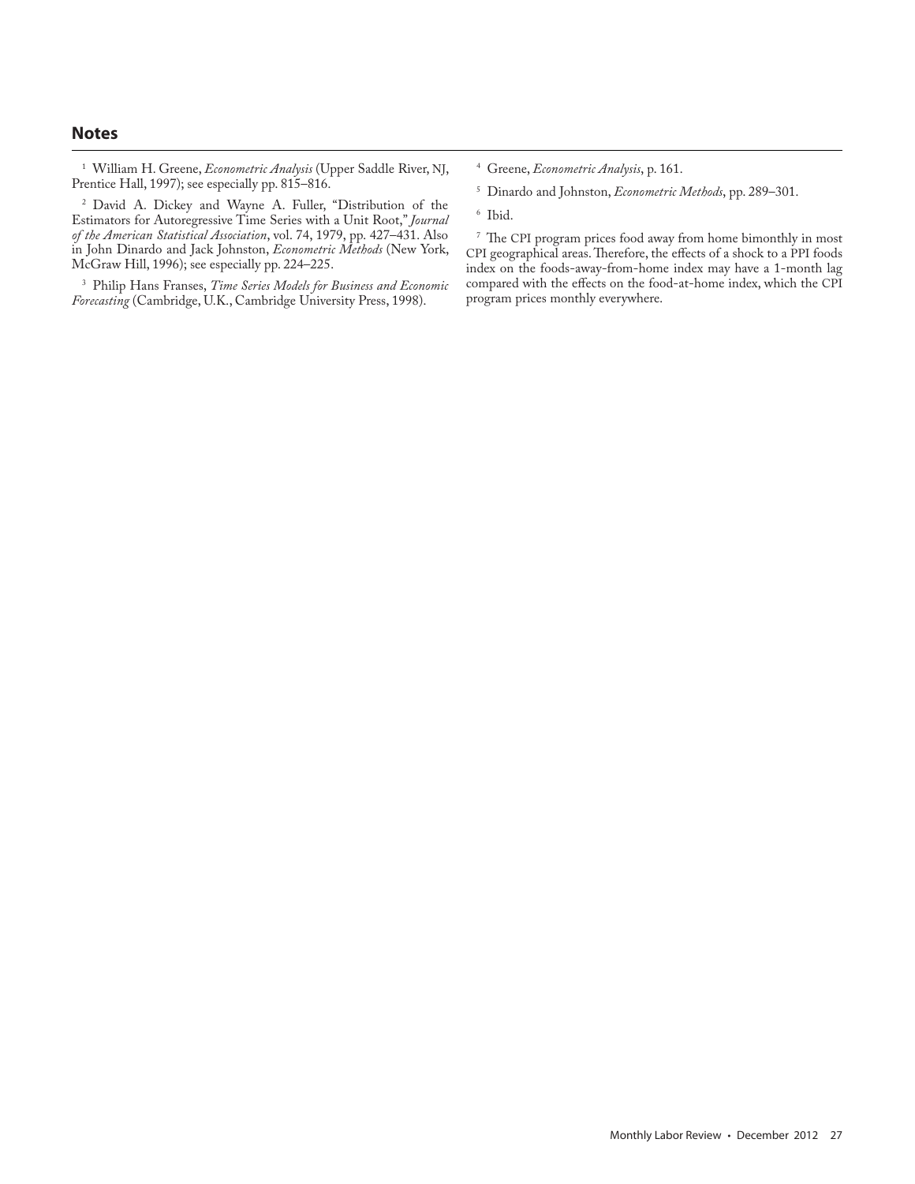## Notes

[1] William H. Greene, *Econometric Analysis* (Upper Saddle River, NJ, Prentice Hall, 1997); see especially pp. 815–816.

[2] David A. Dickey and Wayne A. Fuller, "Distribution of the Estimators for Autoregressive Time Series with a Unit Root," *Journal of the American Statistical Association*, vol. 74, 1979, pp. 427–431. Also in John Dinardo and Jack Johnston, *Econometric Methods* (New York, McGraw Hill, 1996); see especially pp. 224–225.

[3] Philip Hans Franses, *Time Series Models for Business and Economic Forecasting* (Cambridge, U.K., Cambridge University Press, 1998).

[4] Greene, *Econometric Analysis*, p. 161.

[5] Dinardo and Johnston, *Econometric Methods*, pp. 289–301.

[6] Ibid.

[7] The CPI program prices food away from home bimonthly in most CPI geographical areas. Therefore, the effects of a shock to a PPI foods index on the foods-away-from-home index may have a 1-month lag compared with the effects on the food-at-home index, which the CPI program prices monthly everywhere.